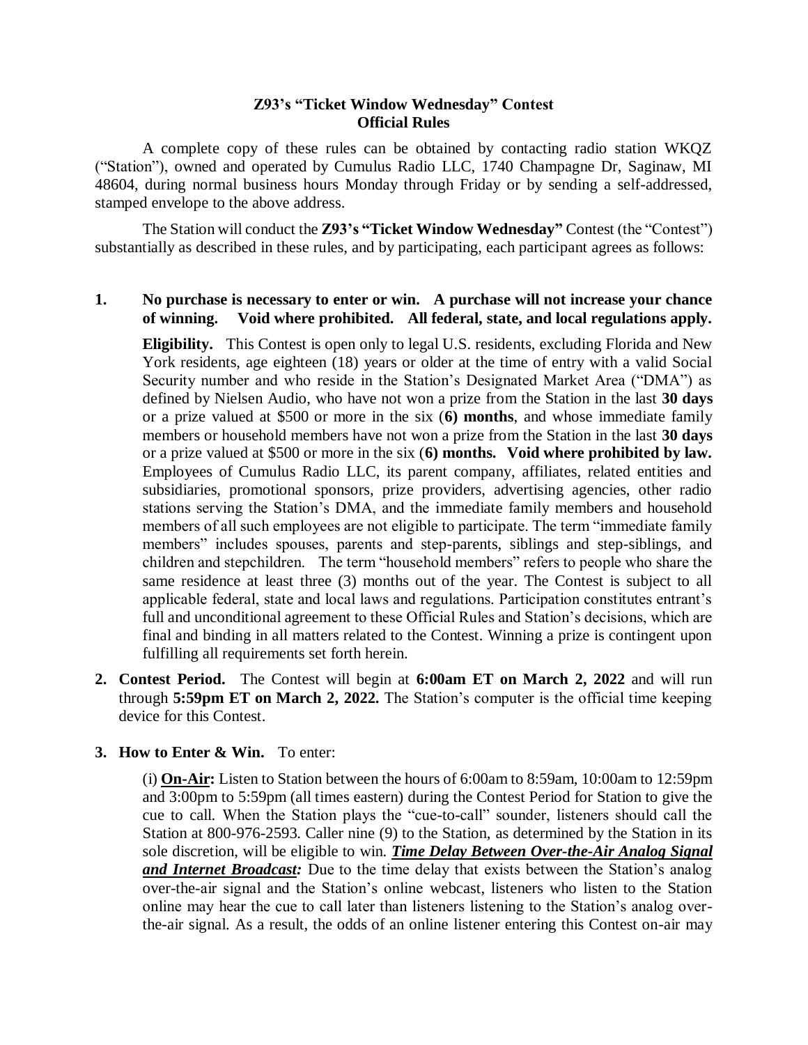**Z93's "Ticket Window Wednesday" Contest**
**Official Rules**

A complete copy of these rules can be obtained by contacting radio station WKQZ ("Station"), owned and operated by Cumulus Radio LLC, 1740 Champagne Dr, Saginaw, MI 48604, during normal business hours Monday through Friday or by sending a self-addressed, stamped envelope to the above address.

The Station will conduct the **Z93's "Ticket Window Wednesday"** Contest (the "Contest") substantially as described in these rules, and by participating, each participant agrees as follows:

1. **No purchase is necessary to enter or win. A purchase will not increase your chance of winning. Void where prohibited. All federal, state, and local regulations apply.**

   **Eligibility.** This Contest is open only to legal U.S. residents, excluding Florida and New York residents, age eighteen (18) years or older at the time of entry with a valid Social Security number and who reside in the Station's Designated Market Area ("DMA") as defined by Nielsen Audio, who have not won a prize from the Station in the last **30 days** or a prize valued at $500 or more in the six (**6) months**, and whose immediate family members or household members have not won a prize from the Station in the last **30 days** or a prize valued at $500 or more in the six (**6) months. Void where prohibited by law.** Employees of Cumulus Radio LLC, its parent company, affiliates, related entities and subsidiaries, promotional sponsors, prize providers, advertising agencies, other radio stations serving the Station's DMA, and the immediate family members and household members of all such employees are not eligible to participate. The term "immediate family members" includes spouses, parents and step-parents, siblings and step-siblings, and children and stepchildren. The term "household members" refers to people who share the same residence at least three (3) months out of the year. The Contest is subject to all applicable federal, state and local laws and regulations. Participation constitutes entrant's full and unconditional agreement to these Official Rules and Station's decisions, which are final and binding in all matters related to the Contest. Winning a prize is contingent upon fulfilling all requirements set forth herein.

2. **Contest Period.** The Contest will begin at **6:00am ET on March 2, 2022** and will run through **5:59pm ET on March 2, 2022.** The Station's computer is the official time keeping device for this Contest.

3. **How to Enter & Win.** To enter:

   (i) **On-Air:** Listen to Station between the hours of 6:00am to 8:59am, 10:00am to 12:59pm and 3:00pm to 5:59pm (all times eastern) during the Contest Period for Station to give the cue to call. When the Station plays the "cue-to-call" sounder, listeners should call the Station at 800-976-2593. Caller nine (9) to the Station, as determined by the Station in its sole discretion, will be eligible to win. ***Time Delay Between Over-the-Air Analog Signal and Internet Broadcast:*** Due to the time delay that exists between the Station's analog over-the-air signal and the Station's online webcast, listeners who listen to the Station online may hear the cue to call later than listeners listening to the Station's analog over-the-air signal. As a result, the odds of an online listener entering this Contest on-air may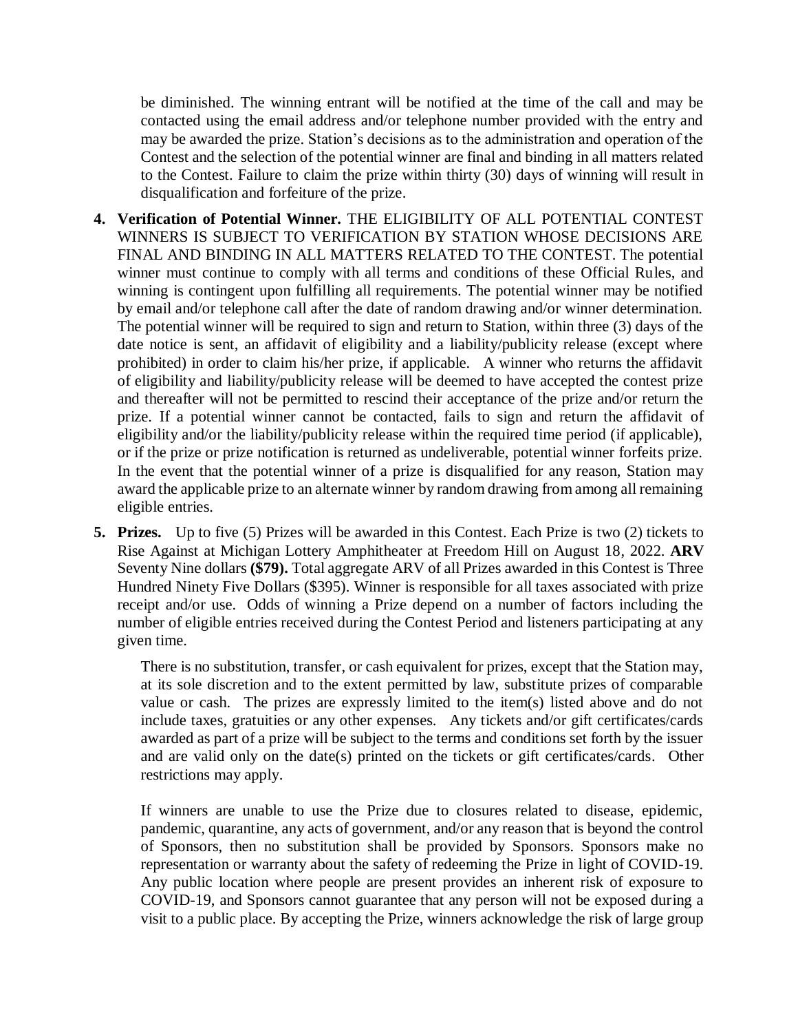be diminished. The winning entrant will be notified at the time of the call and may be contacted using the email address and/or telephone number provided with the entry and may be awarded the prize. Station's decisions as to the administration and operation of the Contest and the selection of the potential winner are final and binding in all matters related to the Contest. Failure to claim the prize within thirty (30) days of winning will result in disqualification and forfeiture of the prize.

4. **Verification of Potential Winner.** THE ELIGIBILITY OF ALL POTENTIAL CONTEST WINNERS IS SUBJECT TO VERIFICATION BY STATION WHOSE DECISIONS ARE FINAL AND BINDING IN ALL MATTERS RELATED TO THE CONTEST. The potential winner must continue to comply with all terms and conditions of these Official Rules, and winning is contingent upon fulfilling all requirements. The potential winner may be notified by email and/or telephone call after the date of random drawing and/or winner determination. The potential winner will be required to sign and return to Station, within three (3) days of the date notice is sent, an affidavit of eligibility and a liability/publicity release (except where prohibited) in order to claim his/her prize, if applicable. A winner who returns the affidavit of eligibility and liability/publicity release will be deemed to have accepted the contest prize and thereafter will not be permitted to rescind their acceptance of the prize and/or return the prize. If a potential winner cannot be contacted, fails to sign and return the affidavit of eligibility and/or the liability/publicity release within the required time period (if applicable), or if the prize or prize notification is returned as undeliverable, potential winner forfeits prize. In the event that the potential winner of a prize is disqualified for any reason, Station may award the applicable prize to an alternate winner by random drawing from among all remaining eligible entries.

5. **Prizes.** Up to five (5) Prizes will be awarded in this Contest. Each Prize is two (2) tickets to Rise Against at Michigan Lottery Amphitheater at Freedom Hill on August 18, 2022. **ARV** Seventy Nine dollars **($79).** Total aggregate ARV of all Prizes awarded in this Contest is Three Hundred Ninety Five Dollars ($395). Winner is responsible for all taxes associated with prize receipt and/or use. Odds of winning a Prize depend on a number of factors including the number of eligible entries received during the Contest Period and listeners participating at any given time.

   There is no substitution, transfer, or cash equivalent for prizes, except that the Station may, at its sole discretion and to the extent permitted by law, substitute prizes of comparable value or cash. The prizes are expressly limited to the item(s) listed above and do not include taxes, gratuities or any other expenses. Any tickets and/or gift certificates/cards awarded as part of a prize will be subject to the terms and conditions set forth by the issuer and are valid only on the date(s) printed on the tickets or gift certificates/cards. Other restrictions may apply.

   If winners are unable to use the Prize due to closures related to disease, epidemic, pandemic, quarantine, any acts of government, and/or any reason that is beyond the control of Sponsors, then no substitution shall be provided by Sponsors. Sponsors make no representation or warranty about the safety of redeeming the Prize in light of COVID-19. Any public location where people are present provides an inherent risk of exposure to COVID-19, and Sponsors cannot guarantee that any person will not be exposed during a visit to a public place. By accepting the Prize, winners acknowledge the risk of large group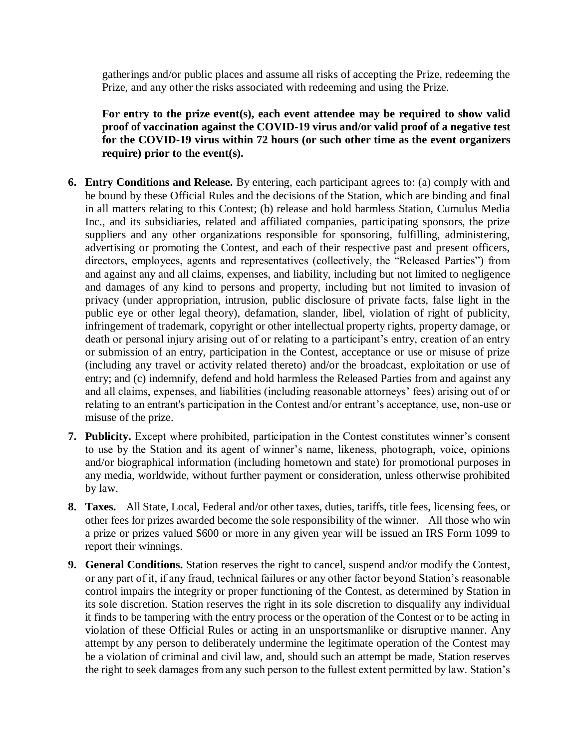gatherings and/or public places and assume all risks of accepting the Prize, redeeming the Prize, and any other the risks associated with redeeming and using the Prize.

**For entry to the prize event(s), each event attendee may be required to show valid proof of vaccination against the COVID-19 virus and/or valid proof of a negative test for the COVID-19 virus within 72 hours (or such other time as the event organizers require) prior to the event(s).**

6. **Entry Conditions and Release.** By entering, each participant agrees to: (a) comply with and be bound by these Official Rules and the decisions of the Station, which are binding and final in all matters relating to this Contest; (b) release and hold harmless Station, Cumulus Media Inc., and its subsidiaries, related and affiliated companies, participating sponsors, the prize suppliers and any other organizations responsible for sponsoring, fulfilling, administering, advertising or promoting the Contest, and each of their respective past and present officers, directors, employees, agents and representatives (collectively, the "Released Parties") from and against any and all claims, expenses, and liability, including but not limited to negligence and damages of any kind to persons and property, including but not limited to invasion of privacy (under appropriation, intrusion, public disclosure of private facts, false light in the public eye or other legal theory), defamation, slander, libel, violation of right of publicity, infringement of trademark, copyright or other intellectual property rights, property damage, or death or personal injury arising out of or relating to a participant's entry, creation of an entry or submission of an entry, participation in the Contest, acceptance or use or misuse of prize (including any travel or activity related thereto) and/or the broadcast, exploitation or use of entry; and (c) indemnify, defend and hold harmless the Released Parties from and against any and all claims, expenses, and liabilities (including reasonable attorneys' fees) arising out of or relating to an entrant's participation in the Contest and/or entrant's acceptance, use, non-use or misuse of the prize.

7. **Publicity.** Except where prohibited, participation in the Contest constitutes winner's consent to use by the Station and its agent of winner's name, likeness, photograph, voice, opinions and/or biographical information (including hometown and state) for promotional purposes in any media, worldwide, without further payment or consideration, unless otherwise prohibited by law.

8. **Taxes.** All State, Local, Federal and/or other taxes, duties, tariffs, title fees, licensing fees, or other fees for prizes awarded become the sole responsibility of the winner. All those who win a prize or prizes valued $600 or more in any given year will be issued an IRS Form 1099 to report their winnings.

9. **General Conditions.** Station reserves the right to cancel, suspend and/or modify the Contest, or any part of it, if any fraud, technical failures or any other factor beyond Station's reasonable control impairs the integrity or proper functioning of the Contest, as determined by Station in its sole discretion. Station reserves the right in its sole discretion to disqualify any individual it finds to be tampering with the entry process or the operation of the Contest or to be acting in violation of these Official Rules or acting in an unsportsmanlike or disruptive manner. Any attempt by any person to deliberately undermine the legitimate operation of the Contest may be a violation of criminal and civil law, and, should such an attempt be made, Station reserves the right to seek damages from any such person to the fullest extent permitted by law. Station's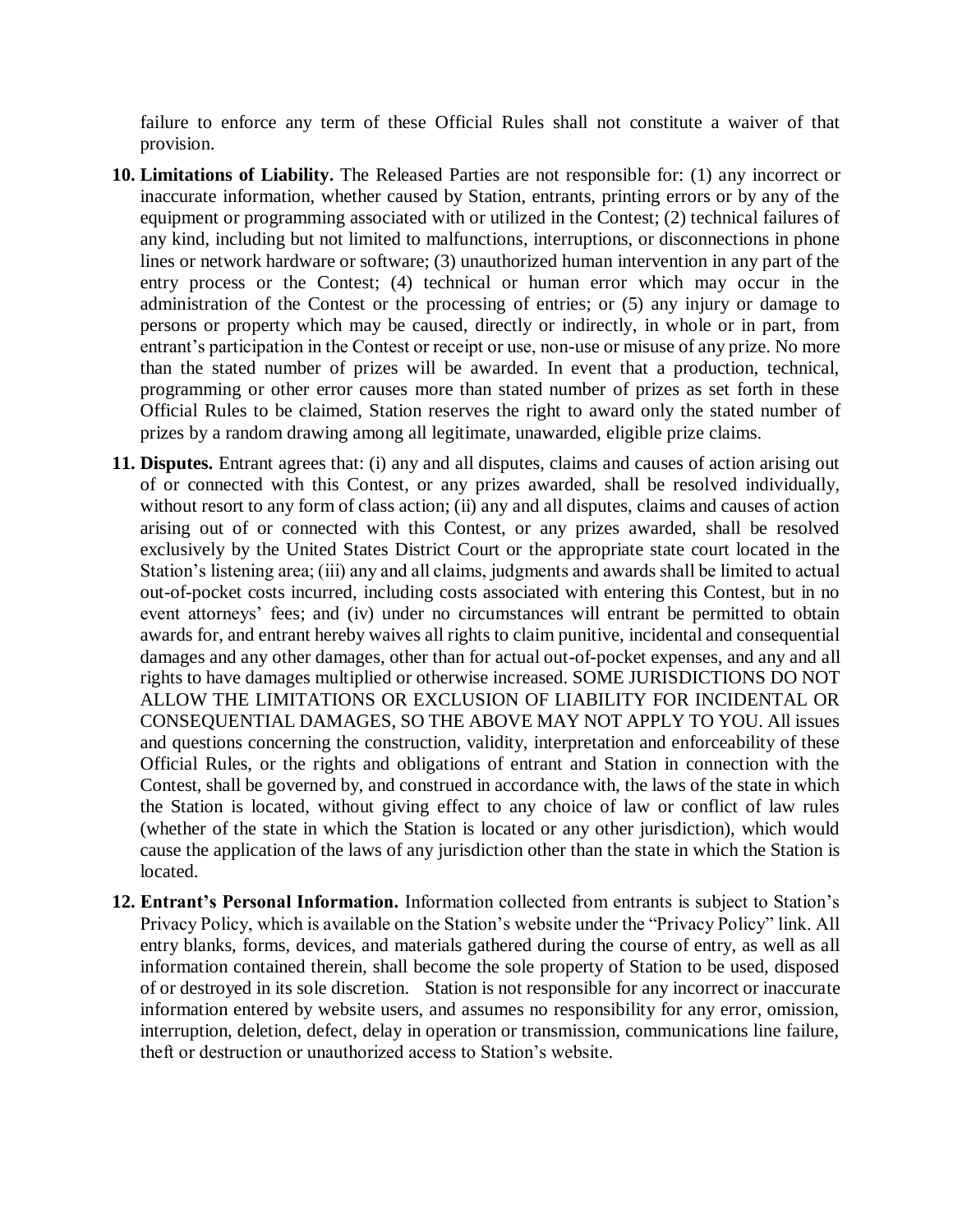failure to enforce any term of these Official Rules shall not constitute a waiver of that provision.

10. **Limitations of Liability.** The Released Parties are not responsible for: (1) any incorrect or inaccurate information, whether caused by Station, entrants, printing errors or by any of the equipment or programming associated with or utilized in the Contest; (2) technical failures of any kind, including but not limited to malfunctions, interruptions, or disconnections in phone lines or network hardware or software; (3) unauthorized human intervention in any part of the entry process or the Contest; (4) technical or human error which may occur in the administration of the Contest or the processing of entries; or (5) any injury or damage to persons or property which may be caused, directly or indirectly, in whole or in part, from entrant's participation in the Contest or receipt or use, non-use or misuse of any prize. No more than the stated number of prizes will be awarded. In event that a production, technical, programming or other error causes more than stated number of prizes as set forth in these Official Rules to be claimed, Station reserves the right to award only the stated number of prizes by a random drawing among all legitimate, unawarded, eligible prize claims.

11. **Disputes.** Entrant agrees that: (i) any and all disputes, claims and causes of action arising out of or connected with this Contest, or any prizes awarded, shall be resolved individually, without resort to any form of class action; (ii) any and all disputes, claims and causes of action arising out of or connected with this Contest, or any prizes awarded, shall be resolved exclusively by the United States District Court or the appropriate state court located in the Station's listening area; (iii) any and all claims, judgments and awards shall be limited to actual out-of-pocket costs incurred, including costs associated with entering this Contest, but in no event attorneys' fees; and (iv) under no circumstances will entrant be permitted to obtain awards for, and entrant hereby waives all rights to claim punitive, incidental and consequential damages and any other damages, other than for actual out-of-pocket expenses, and any and all rights to have damages multiplied or otherwise increased. SOME JURISDICTIONS DO NOT ALLOW THE LIMITATIONS OR EXCLUSION OF LIABILITY FOR INCIDENTAL OR CONSEQUENTIAL DAMAGES, SO THE ABOVE MAY NOT APPLY TO YOU. All issues and questions concerning the construction, validity, interpretation and enforceability of these Official Rules, or the rights and obligations of entrant and Station in connection with the Contest, shall be governed by, and construed in accordance with, the laws of the state in which the Station is located, without giving effect to any choice of law or conflict of law rules (whether of the state in which the Station is located or any other jurisdiction), which would cause the application of the laws of any jurisdiction other than the state in which the Station is located.

12. **Entrant's Personal Information.** Information collected from entrants is subject to Station's Privacy Policy, which is available on the Station's website under the "Privacy Policy" link. All entry blanks, forms, devices, and materials gathered during the course of entry, as well as all information contained therein, shall become the sole property of Station to be used, disposed of or destroyed in its sole discretion. Station is not responsible for any incorrect or inaccurate information entered by website users, and assumes no responsibility for any error, omission, interruption, deletion, defect, delay in operation or transmission, communications line failure, theft or destruction or unauthorized access to Station's website.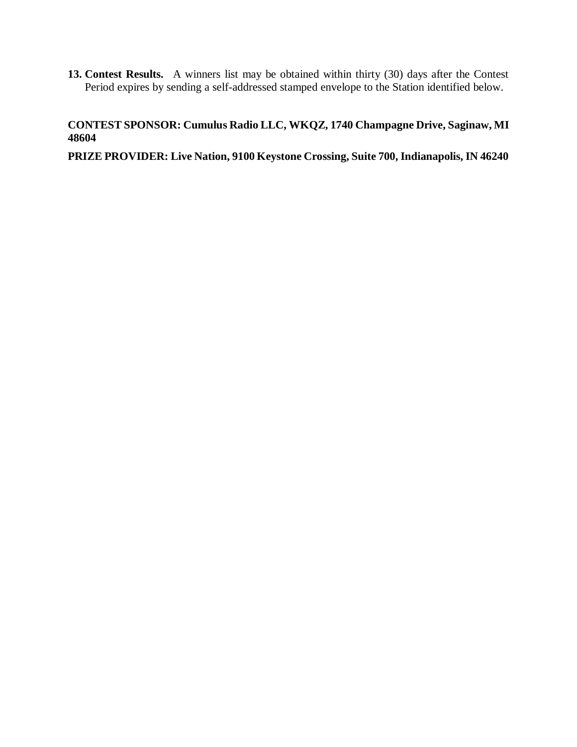13. **Contest Results.** A winners list may be obtained within thirty (30) days after the Contest Period expires by sending a self-addressed stamped envelope to the Station identified below.

**CONTEST SPONSOR: Cumulus Radio LLC, WKQZ, 1740 Champagne Drive, Saginaw, MI 48604**

**PRIZE PROVIDER: Live Nation, 9100 Keystone Crossing, Suite 700, Indianapolis, IN 46240**